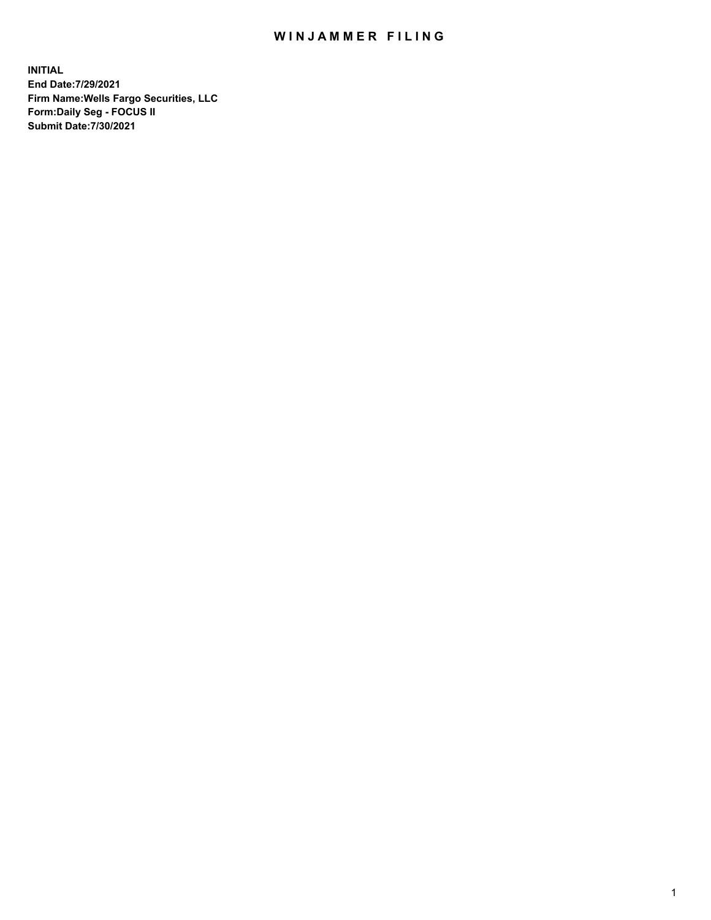# WINJAMMER FILING

**INITIAL**
**End Date:7/29/2021**
**Firm Name:Wells Fargo Securities, LLC**
**Form:Daily Seg - FOCUS II**
**Submit Date:7/30/2021**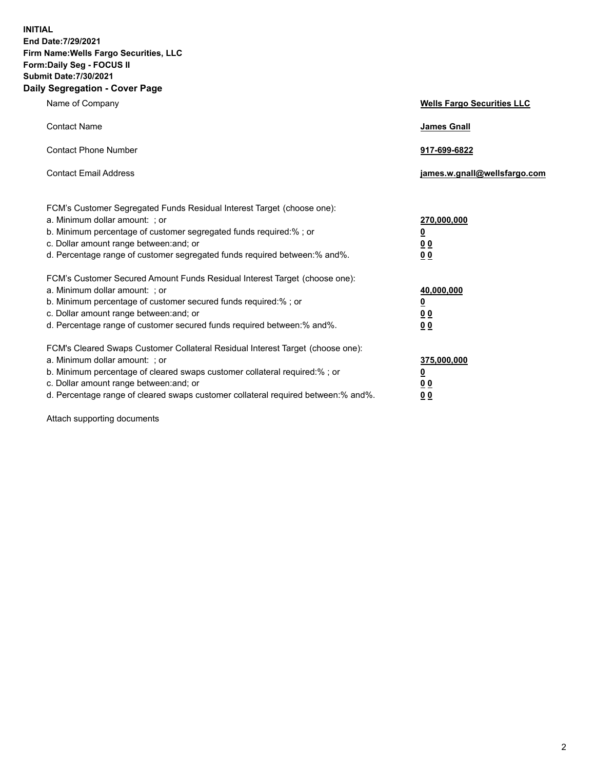**INITIAL**
**End Date:7/29/2021**
**Firm Name:Wells Fargo Securities, LLC**
**Form:Daily Seg - FOCUS II**
**Submit Date:7/30/2021**
**Daily Segregation - Cover Page**

| | |
|---|---|
| Name of Company | **Wells Fargo Securities LLC** |
| Contact Name | **James Gnall** |
| Contact Phone Number | **917-699-6822** |
| Contact Email Address | **james.w.gnall@wellsfargo.com** |

| | |
|---|---|
| FCM's Customer Segregated Funds Residual Interest Target (choose one): | |
| a. Minimum dollar amount: ; or | **270,000,000** |
| b. Minimum percentage of customer segregated funds required:% ; or | **0** |
| c. Dollar amount range between:and; or | **0 0** |
| d. Percentage range of customer segregated funds required between:% and%. | **0 0** |
| FCM's Customer Secured Amount Funds Residual Interest Target (choose one): | |
| a. Minimum dollar amount: ; or | **40,000,000** |
| b. Minimum percentage of customer secured funds required:% ; or | **0** |
| c. Dollar amount range between:and; or | **0 0** |
| d. Percentage range of customer secured funds required between:% and%. | **0 0** |
| FCM's Cleared Swaps Customer Collateral Residual Interest Target (choose one): | |
| a. Minimum dollar amount: ; or | **375,000,000** |
| b. Minimum percentage of cleared swaps customer collateral required:% ; or | **0** |
| c. Dollar amount range between:and; or | **0 0** |
| d. Percentage range of cleared swaps customer collateral required between:% and%. | **0 0** |

Attach supporting documents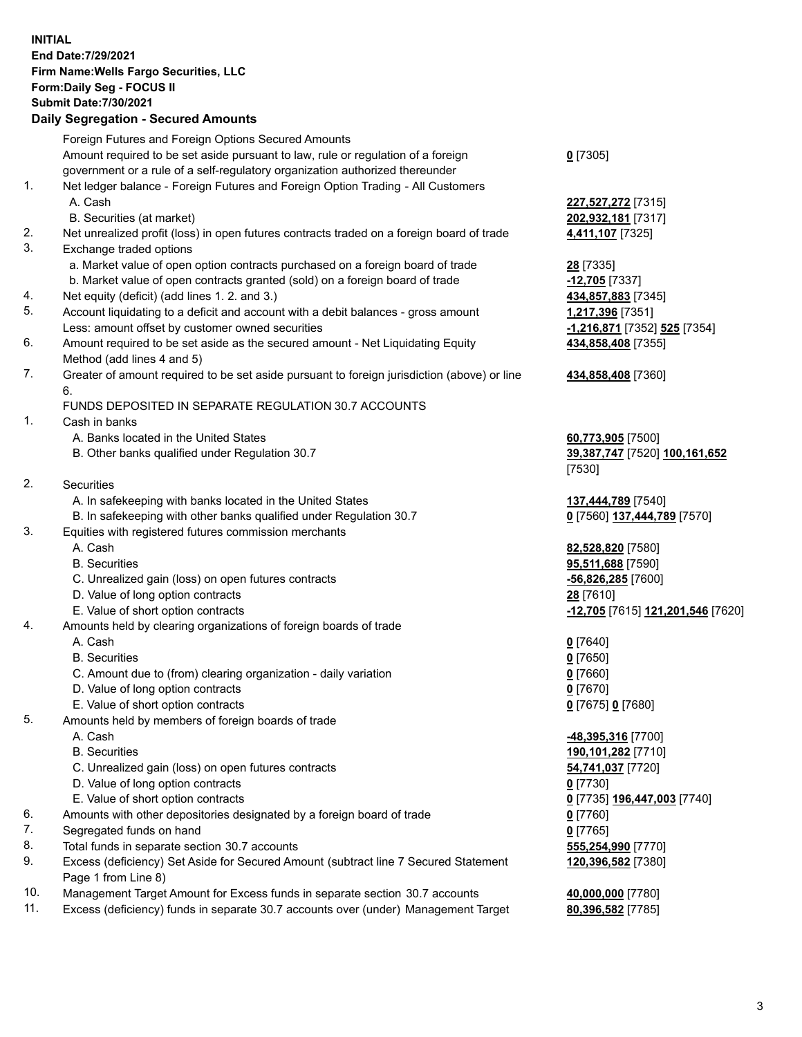**INITIAL**
**End Date:7/29/2021**
**Firm Name:Wells Fargo Securities, LLC**
**Form:Daily Seg - FOCUS II**
**Submit Date:7/30/2021**

## Daily Segregation - Secured Amounts

| | | |
|---|---|---|
| | Foreign Futures and Foreign Options Secured Amounts | |
| | Amount required to be set aside pursuant to law, rule or regulation of a foreign government or a rule of a self-regulatory organization authorized thereunder | **0** [7305] |
| 1. | Net ledger balance - Foreign Futures and Foreign Option Trading - All Customers | |
| | A. Cash | **227,527,272** [7315] |
| | B. Securities (at market) | **202,932,181** [7317] |
| 2. | Net unrealized profit (loss) in open futures contracts traded on a foreign board of trade | **4,411,107** [7325] |
| 3. | Exchange traded options | |
| | a. Market value of open option contracts purchased on a foreign board of trade | **28** [7335] |
| | b. Market value of open contracts granted (sold) on a foreign board of trade | **-12,705** [7337] |
| 4. | Net equity (deficit) (add lines 1. 2. and 3.) | **434,857,883** [7345] |
| 5. | Account liquidating to a deficit and account with a debit balances - gross amount | **1,217,396** [7351] |
| | Less: amount offset by customer owned securities | **-1,216,871** [7352] **525** [7354] |
| 6. | Amount required to be set aside as the secured amount - Net Liquidating Equity Method (add lines 4 and 5) | **434,858,408** [7355] |
| 7. | Greater of amount required to be set aside pursuant to foreign jurisdiction (above) or line 6. | **434,858,408** [7360] |
| | FUNDS DEPOSITED IN SEPARATE REGULATION 30.7 ACCOUNTS | |
| 1. | Cash in banks | |
| | A. Banks located in the United States | **60,773,905** [7500] |
| | B. Other banks qualified under Regulation 30.7 | **39,387,747** [7520] **100,161,652** [7530] |
| 2. | Securities | |
| | A. In safekeeping with banks located in the United States | **137,444,789** [7540] |
| | B. In safekeeping with other banks qualified under Regulation 30.7 | **0** [7560] **137,444,789** [7570] |
| 3. | Equities with registered futures commission merchants | |
| | A. Cash | **82,528,820** [7580] |
| | B. Securities | **95,511,688** [7590] |
| | C. Unrealized gain (loss) on open futures contracts | **-56,826,285** [7600] |
| | D. Value of long option contracts | **28** [7610] |
| | E. Value of short option contracts | **-12,705** [7615] **121,201,546** [7620] |
| 4. | Amounts held by clearing organizations of foreign boards of trade | |
| | A. Cash | **0** [7640] |
| | B. Securities | **0** [7650] |
| | C. Amount due to (from) clearing organization - daily variation | **0** [7660] |
| | D. Value of long option contracts | **0** [7670] |
| | E. Value of short option contracts | **0** [7675] **0** [7680] |
| 5. | Amounts held by members of foreign boards of trade | |
| | A. Cash | **-48,395,316** [7700] |
| | B. Securities | **190,101,282** [7710] |
| | C. Unrealized gain (loss) on open futures contracts | **54,741,037** [7720] |
| | D. Value of long option contracts | **0** [7730] |
| | E. Value of short option contracts | **0** [7735] **196,447,003** [7740] |
| 6. | Amounts with other depositories designated by a foreign board of trade | **0** [7760] |
| 7. | Segregated funds on hand | **0** [7765] |
| 8. | Total funds in separate section 30.7 accounts | **555,254,990** [7770] |
| 9. | Excess (deficiency) Set Aside for Secured Amount (subtract line 7 Secured Statement Page 1 from Line 8) | **120,396,582** [7380] |
| 10. | Management Target Amount for Excess funds in separate section 30.7 accounts | **40,000,000** [7780] |
| 11. | Excess (deficiency) funds in separate 30.7 accounts over (under) Management Target | **80,396,582** [7785] |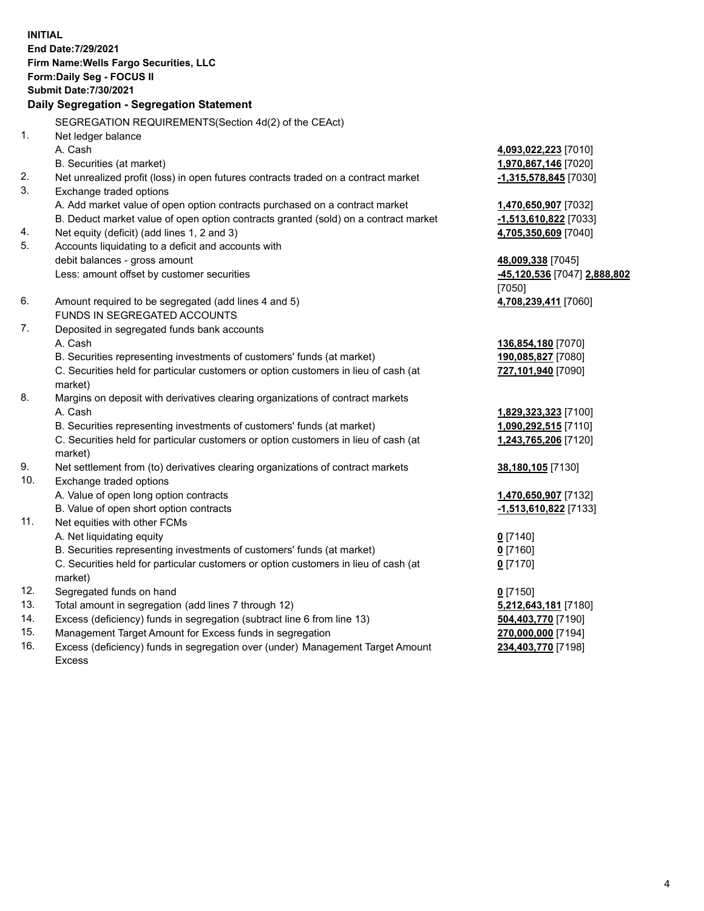**INITIAL**
**End Date:7/29/2021**
**Firm Name:Wells Fargo Securities, LLC**
**Form:Daily Seg - FOCUS II**
**Submit Date:7/30/2021**

## Daily Segregation - Segregation Statement

SEGREGATION REQUIREMENTS(Section 4d(2) of the CEAct)

| | | |
|---|---|---|
| 1. | Net ledger balance | |
| | A. Cash | **4,093,022,223** [7010] |
| | B. Securities (at market) | **1,970,867,146** [7020] |
| 2. | Net unrealized profit (loss) in open futures contracts traded on a contract market | **-1,315,578,845** [7030] |
| 3. | Exchange traded options | |
| | A. Add market value of open option contracts purchased on a contract market | **1,470,650,907** [7032] |
| | B. Deduct market value of open option contracts granted (sold) on a contract market | **-1,513,610,822** [7033] |
| 4. | Net equity (deficit) (add lines 1, 2 and 3) | **4,705,350,609** [7040] |
| 5. | Accounts liquidating to a deficit and accounts with debit balances - gross amount | **48,009,338** [7045] |
| | Less: amount offset by customer securities | **-45,120,536** [7047] **2,888,802** [7050] |
| 6. | Amount required to be segregated (add lines 4 and 5) | **4,708,239,411** [7060] |
| | FUNDS IN SEGREGATED ACCOUNTS | |
| 7. | Deposited in segregated funds bank accounts | |
| | A. Cash | **136,854,180** [7070] |
| | B. Securities representing investments of customers' funds (at market) | **190,085,827** [7080] |
| | C. Securities held for particular customers or option customers in lieu of cash (at market) | **727,101,940** [7090] |
| 8. | Margins on deposit with derivatives clearing organizations of contract markets | |
| | A. Cash | **1,829,323,323** [7100] |
| | B. Securities representing investments of customers' funds (at market) | **1,090,292,515** [7110] |
| | C. Securities held for particular customers or option customers in lieu of cash (at market) | **1,243,765,206** [7120] |
| 9. | Net settlement from (to) derivatives clearing organizations of contract markets | **38,180,105** [7130] |
| 10. | Exchange traded options | |
| | A. Value of open long option contracts | **1,470,650,907** [7132] |
| | B. Value of open short option contracts | **-1,513,610,822** [7133] |
| 11. | Net equities with other FCMs | |
| | A. Net liquidating equity | **0** [7140] |
| | B. Securities representing investments of customers' funds (at market) | **0** [7160] |
| | C. Securities held for particular customers or option customers in lieu of cash (at market) | **0** [7170] |
| 12. | Segregated funds on hand | **0** [7150] |
| 13. | Total amount in segregation (add lines 7 through 12) | **5,212,643,181** [7180] |
| 14. | Excess (deficiency) funds in segregation (subtract line 6 from line 13) | **504,403,770** [7190] |
| 15. | Management Target Amount for Excess funds in segregation | **270,000,000** [7194] |
| 16. | Excess (deficiency) funds in segregation over (under) Management Target Amount Excess | **234,403,770** [7198] |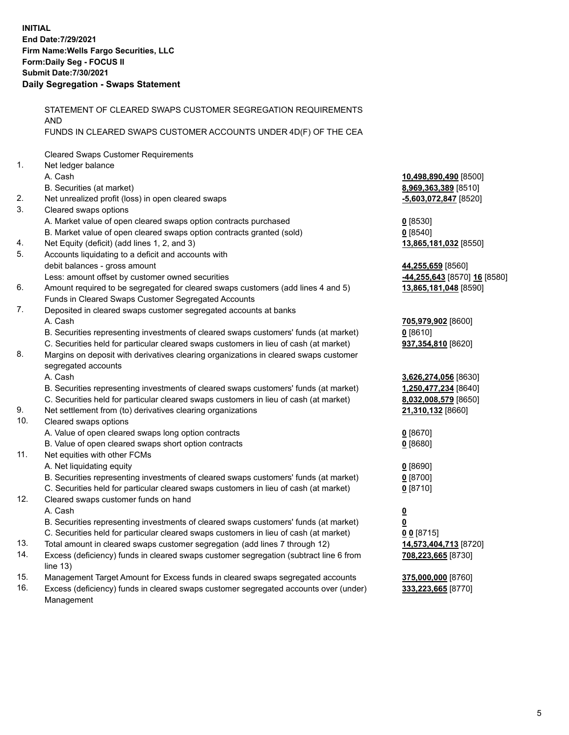**INITIAL**
**End Date:7/29/2021**
**Firm Name:Wells Fargo Securities, LLC**
**Form:Daily Seg - FOCUS II**
**Submit Date:7/30/2021**
**Daily Segregation - Swaps Statement**

STATEMENT OF CLEARED SWAPS CUSTOMER SEGREGATION REQUIREMENTS AND FUNDS IN CLEARED SWAPS CUSTOMER ACCOUNTS UNDER 4D(F) OF THE CEA

| | | |
|---|---|---|
| | Cleared Swaps Customer Requirements | |
| 1. | Net ledger balance | |
| | A. Cash | **10,498,890,490** [8500] |
| | B. Securities (at market) | **8,969,363,389** [8510] |
| 2. | Net unrealized profit (loss) in open cleared swaps | **-5,603,072,847** [8520] |
| 3. | Cleared swaps options | |
| | A. Market value of open cleared swaps option contracts purchased | **0** [8530] |
| | B. Market value of open cleared swaps option contracts granted (sold) | **0** [8540] |
| 4. | Net Equity (deficit) (add lines 1, 2, and 3) | **13,865,181,032** [8550] |
| 5. | Accounts liquidating to a deficit and accounts with debit balances - gross amount | **44,255,659** [8560] |
| | Less: amount offset by customer owned securities | **-44,255,643** [8570] **16** [8580] |
| 6. | Amount required to be segregated for cleared swaps customers (add lines 4 and 5) | **13,865,181,048** [8590] |
| | Funds in Cleared Swaps Customer Segregated Accounts | |
| 7. | Deposited in cleared swaps customer segregated accounts at banks | |
| | A. Cash | **705,979,902** [8600] |
| | B. Securities representing investments of cleared swaps customers' funds (at market) | **0** [8610] |
| | C. Securities held for particular cleared swaps customers in lieu of cash (at market) | **937,354,810** [8620] |
| 8. | Margins on deposit with derivatives clearing organizations in cleared swaps customer segregated accounts | |
| | A. Cash | **3,626,274,056** [8630] |
| | B. Securities representing investments of cleared swaps customers' funds (at market) | **1,250,477,234** [8640] |
| | C. Securities held for particular cleared swaps customers in lieu of cash (at market) | **8,032,008,579** [8650] |
| 9. | Net settlement from (to) derivatives clearing organizations | **21,310,132** [8660] |
| 10. | Cleared swaps options | |
| | A. Value of open cleared swaps long option contracts | **0** [8670] |
| | B. Value of open cleared swaps short option contracts | **0** [8680] |
| 11. | Net equities with other FCMs | |
| | A. Net liquidating equity | **0** [8690] |
| | B. Securities representing investments of cleared swaps customers' funds (at market) | **0** [8700] |
| | C. Securities held for particular cleared swaps customers in lieu of cash (at market) | **0** [8710] |
| 12. | Cleared swaps customer funds on hand | |
| | A. Cash | **0** |
| | B. Securities representing investments of cleared swaps customers' funds (at market) | **0** |
| | C. Securities held for particular cleared swaps customers in lieu of cash (at market) | **0** **0** [8715] |
| 13. | Total amount in cleared swaps customer segregation (add lines 7 through 12) | **14,573,404,713** [8720] |
| 14. | Excess (deficiency) funds in cleared swaps customer segregation (subtract line 6 from line 13) | **708,223,665** [8730] |
| 15. | Management Target Amount for Excess funds in cleared swaps segregated accounts | **375,000,000** [8760] |
| 16. | Excess (deficiency) funds in cleared swaps customer segregated accounts over (under) Management | **333,223,665** [8770] |